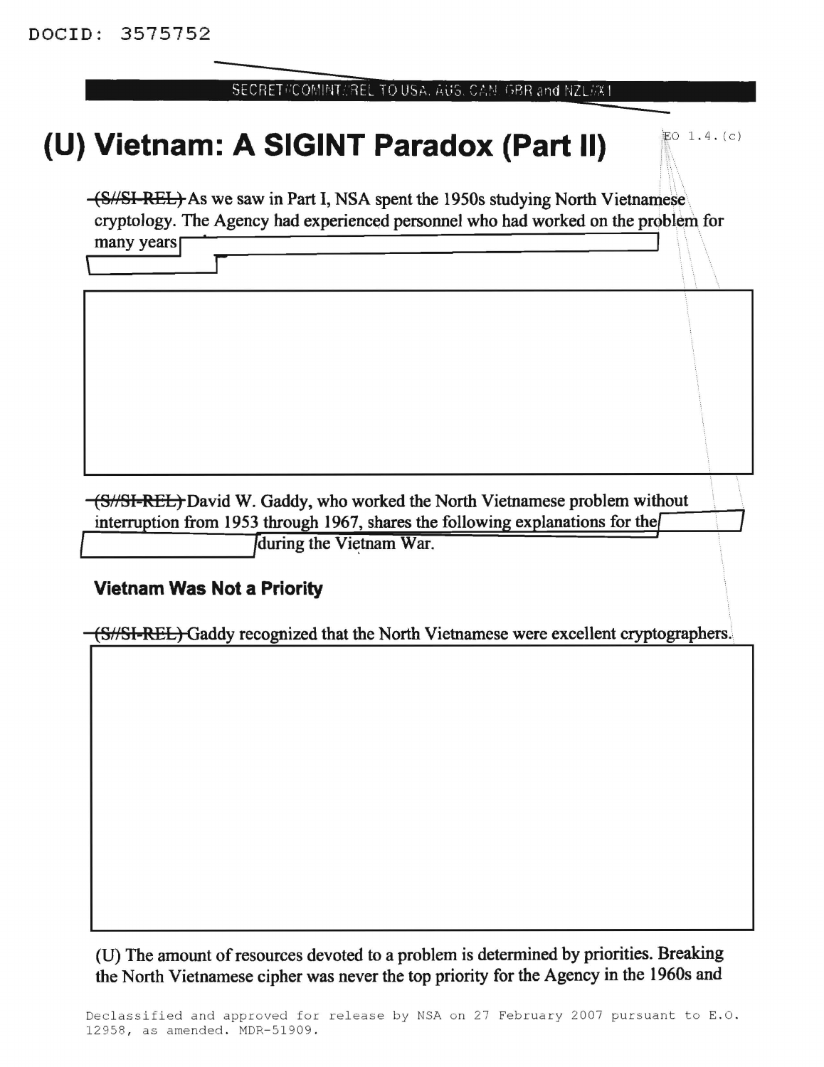DOCID: 3575752

SECRET//COMINT//REL TO USA, AUS, CAN, GBR and NZL//X1

# (U) Vietnam: A SIGINT Paradox (Part II)

EO 1.4.(c)

~~(S//SI-REL)~~ As we saw in Part I, NSA spent the 1950s studying North Vietnamese cryptology. The Agency had experienced personnel who had worked on the problem for many years

~~(S//SI-REL)~~ David W. Gaddy, who worked the North Vietnamese problem without interruption from 1953 through 1967, shares the following explanations for the during the Vietnam War.

### Vietnam Was Not a Priority

~~(S//SI-REL)~~ Gaddy recognized that the North Vietnamese were excellent cryptographers.

(U) The amount of resources devoted to a problem is determined by priorities. Breaking the North Vietnamese cipher was never the top priority for the Agency in the 1960s and

Declassified and approved for release by NSA on 27 February 2007 pursuant to E.O. 12958, as amended. MDR-51909.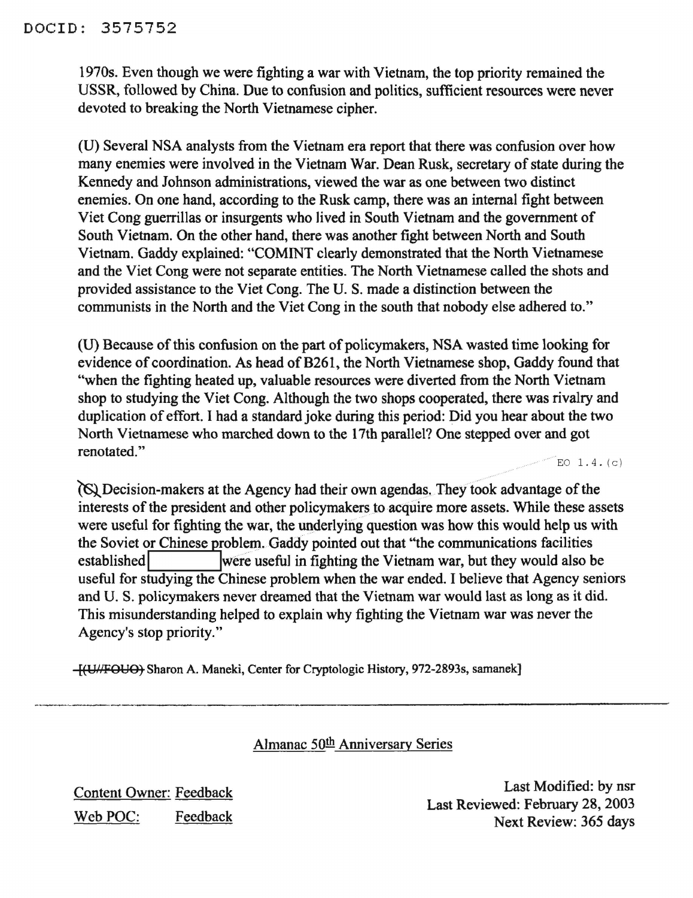DOCID: 3575752

1970s. Even though we were fighting a war with Vietnam, the top priority remained the USSR, followed by China. Due to confusion and politics, sufficient resources were never devoted to breaking the North Vietnamese cipher.

(U) Several NSA analysts from the Vietnam era report that there was confusion over how many enemies were involved in the Vietnam War. Dean Rusk, secretary of state during the Kennedy and Johnson administrations, viewed the war as one between two distinct enemies. On one hand, according to the Rusk camp, there was an internal fight between Viet Cong guerrillas or insurgents who lived in South Vietnam and the government of South Vietnam. On the other hand, there was another fight between North and South Vietnam. Gaddy explained: "COMINT clearly demonstrated that the North Vietnamese and the Viet Cong were not separate entities. The North Vietnamese called the shots and provided assistance to the Viet Cong. The U. S. made a distinction between the communists in the North and the Viet Cong in the south that nobody else adhered to."

(U) Because of this confusion on the part of policymakers, NSA wasted time looking for evidence of coordination. As head of B261, the North Vietnamese shop, Gaddy found that "when the fighting heated up, valuable resources were diverted from the North Vietnam shop to studying the Viet Cong. Although the two shops cooperated, there was rivalry and duplication of effort. I had a standard joke during this period: Did you hear about the two North Vietnamese who marched down to the 17th parallel? One stepped over and got renotated."

EO 1.4.(c)

(S) Decision-makers at the Agency had their own agendas. They took advantage of the interests of the president and other policymakers to acquire more assets. While these assets were useful for fighting the war, the underlying question was how this would help us with the Soviet or Chinese problem. Gaddy pointed out that "the communications facilities established [REDACTED] were useful in fighting the Vietnam war, but they would also be useful for studying the Chinese problem when the war ended. I believe that Agency seniors and U. S. policymakers never dreamed that the Vietnam war would last as long as it did. This misunderstanding helped to explain why fighting the Vietnam war was never the Agency's stop priority."

~~[(U//FOUO)~~ Sharon A. Maneki, Center for Cryptologic History, 972-2893s, samanek]

---

Almanac 50th Anniversary Series

Content Owner: Feedback
Web POC: Feedback

Last Modified: by nsr
Last Reviewed: February 28, 2003
Next Review: 365 days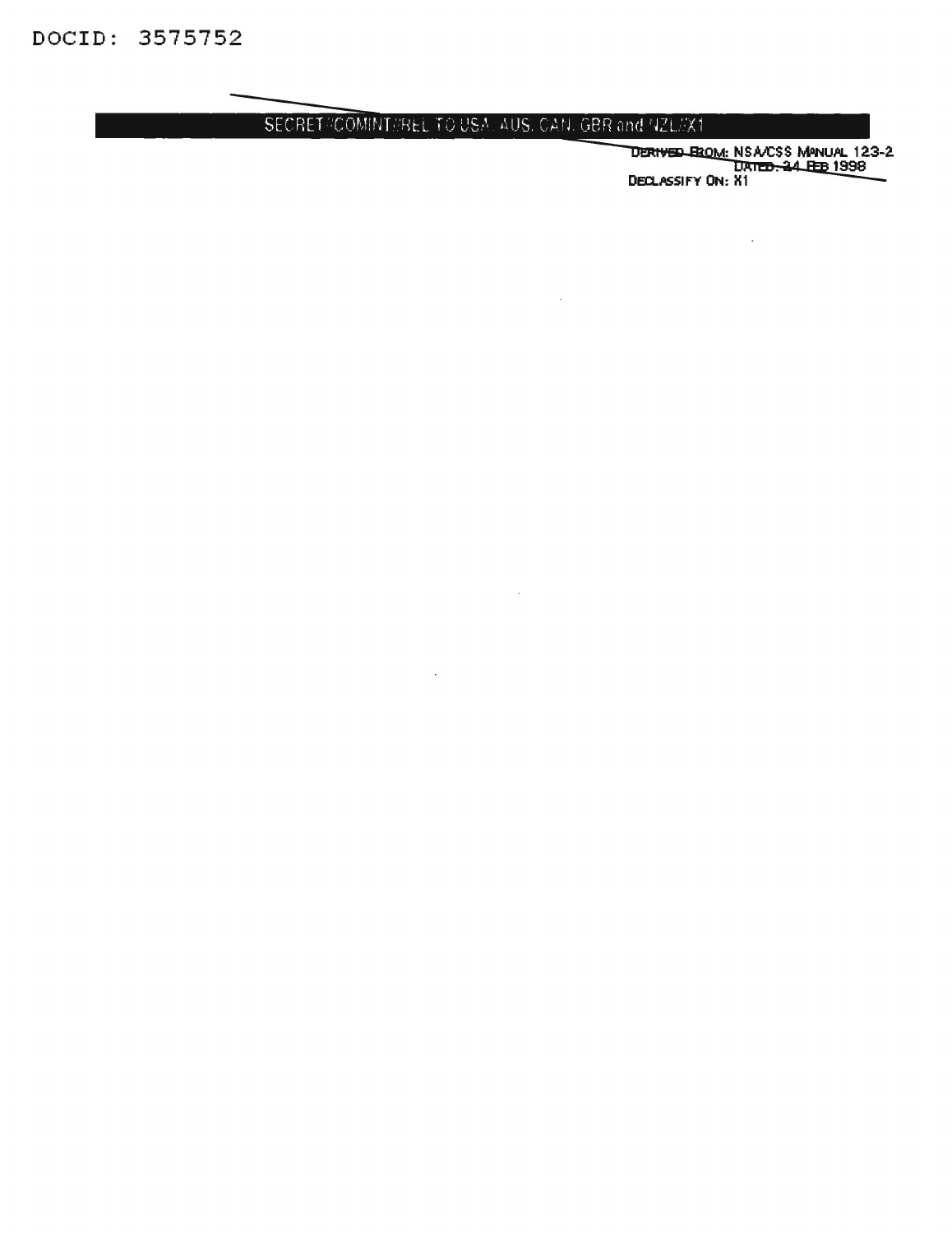DOCID: 3575752

SECRET//COMINT//REL TO USA, AUS, CAN, GBR and NZL//X1

DERIVED FROM: NSA/CSS MANUAL 123-2
DATED: 24 FEB 1998
DECLASSIFY ON: X1